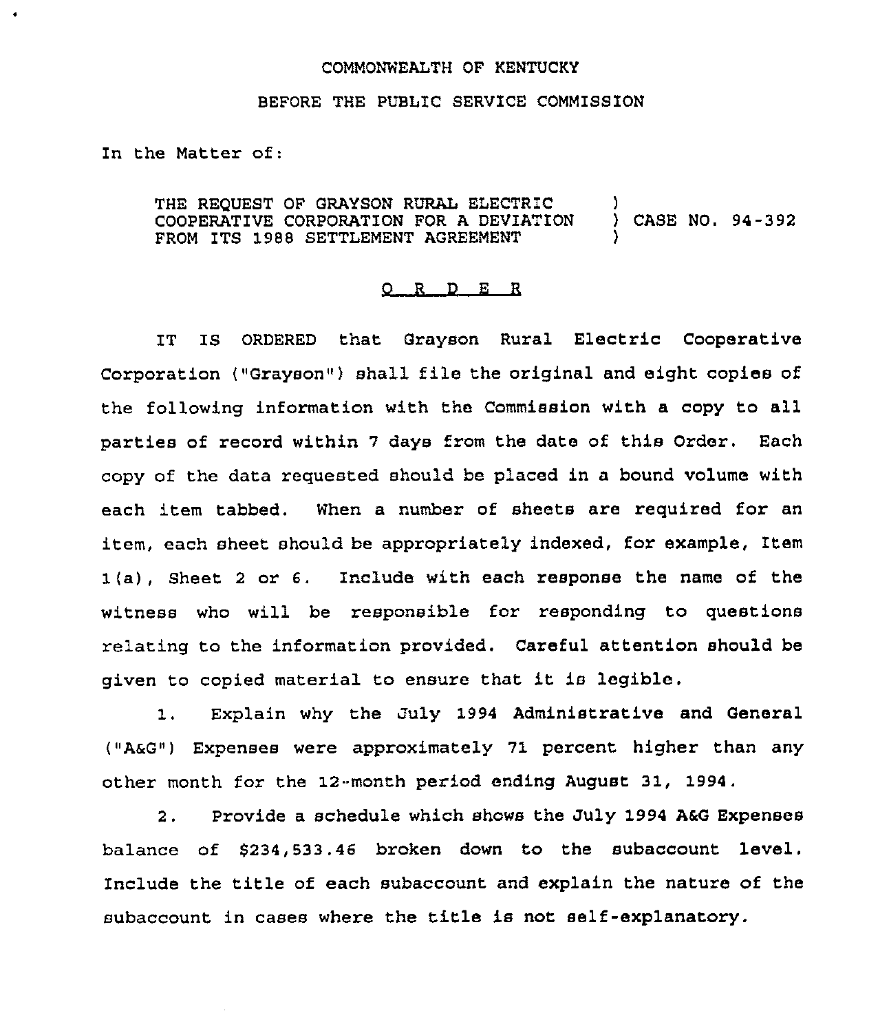COMMONWEALTH OF KENTUCKY

BEFORE THE PUBLIC SERVICE COMMISSION

In the Matter of:

THE REQUEST OF GRAYSON RURAL ELECTRIC COOPERATIVE CORPORATION FOR A DEVIATION FROM ITS 1988 SETTLEMENT AGREEMENT ) CASE NO. 94-392

## O R D E R

IT IS ORDERED that Grayson Rural Electric Cooperative Corporation ("Grayson") shall file the original and eight copies of the following information with the Commission with a copy to all parties of record within 7 days from the date of this Order. Each copy of the data requested should be placed in a bound volume with each item tabbed. When a number of sheets are required for an item, each sheet should be appropriately indexed, for example, Item 1(a), Sheet 2 or 6. Include with each response the name of the witness who will be responsible for responding to questions relating to the information provided. Careful attention should be given to copied material to ensure that it is legible.

1. Explain why the July 1994 Administrative and General ("A&G") Expenses were approximately 71 percent higher than any other month for the 12-month period ending August 31, 1994.

2. Provide a schedule which shows the July 1994 A&G Expenses balance of $234,533.46 broken down to the subaccount level. Include the title of each subaccount and explain the nature of the subaccount in cases where the title is not self-explanatory.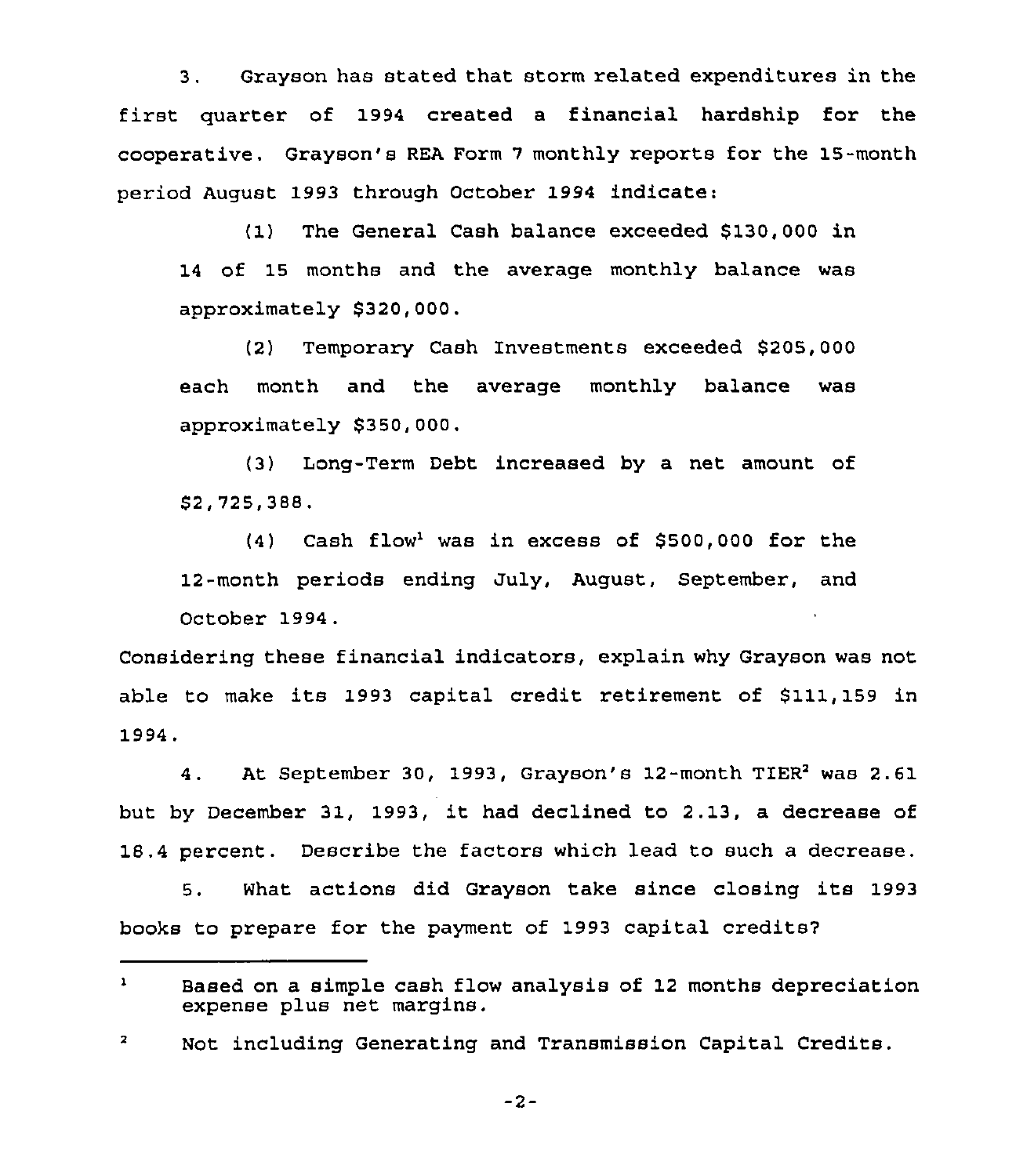3. Grayson has stated that storm related expenditures in the first quarter of 1994 created a financial hardship for the cooperative. Grayson's REA Form 7 monthly reports for the 15-month period August 1993 through October 1994 indicate:

(1) The General Cash balance exceeded $130,000 in 14 of 15 months and the average monthly balance was approximately $320,000.

(2) Temporary Cash Investments exceeded $205,000 each month and the average monthly balance was approximately $350,000.

(3) Long-Term Debt increased by a net amount of $2,725,388.

(4) Cash flow[1] was in excess of $500,000 for the 12-month periods ending July, August, September, and October 1994.

Considering these financial indicators, explain why Grayson was not able to make its 1993 capital credit retirement of $111,159 in 1994.

4. At September 30, 1993, Grayson's 12-month TIER[2] was 2.61 but by December 31, 1993, it had declined to 2.13, a decrease of 18.4 percent. Describe the factors which lead to such a decrease.

5. What actions did Grayson take since closing its 1993 books to prepare for the payment of 1993 capital credits?

---

[1] Based on a simple cash flow analysis of 12 months depreciation expense plus net margins.

[2] Not including Generating and Transmission Capital Credits.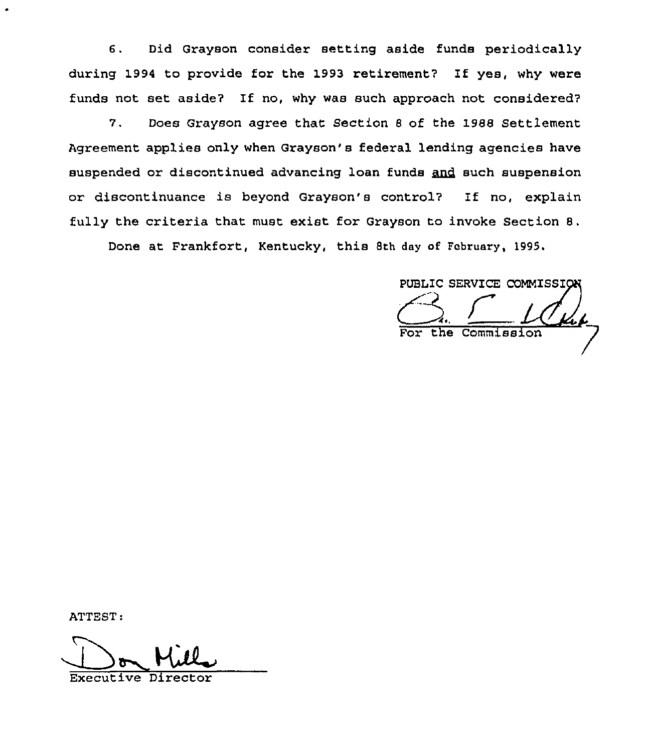6. Did Grayson consider setting aside funds periodically during 1994 to provide for the 1993 retirement? If yes, why were funds not set aside? If no, why was such approach not considered?

7. Does Grayson agree that Section 8 of the 1988 Settlement Agreement applies only when Grayson's federal lending agencies have suspended or discontinued advancing loan funds <u>and</u> such suspension or discontinuance is beyond Grayson's control? If no, explain fully the criteria that must exist for Grayson to invoke Section 8.

Done at Frankfort, Kentucky, this 8th day of February, 1995.

PUBLIC SERVICE COMMISSION

For the Commission

ATTEST:

Executive Director